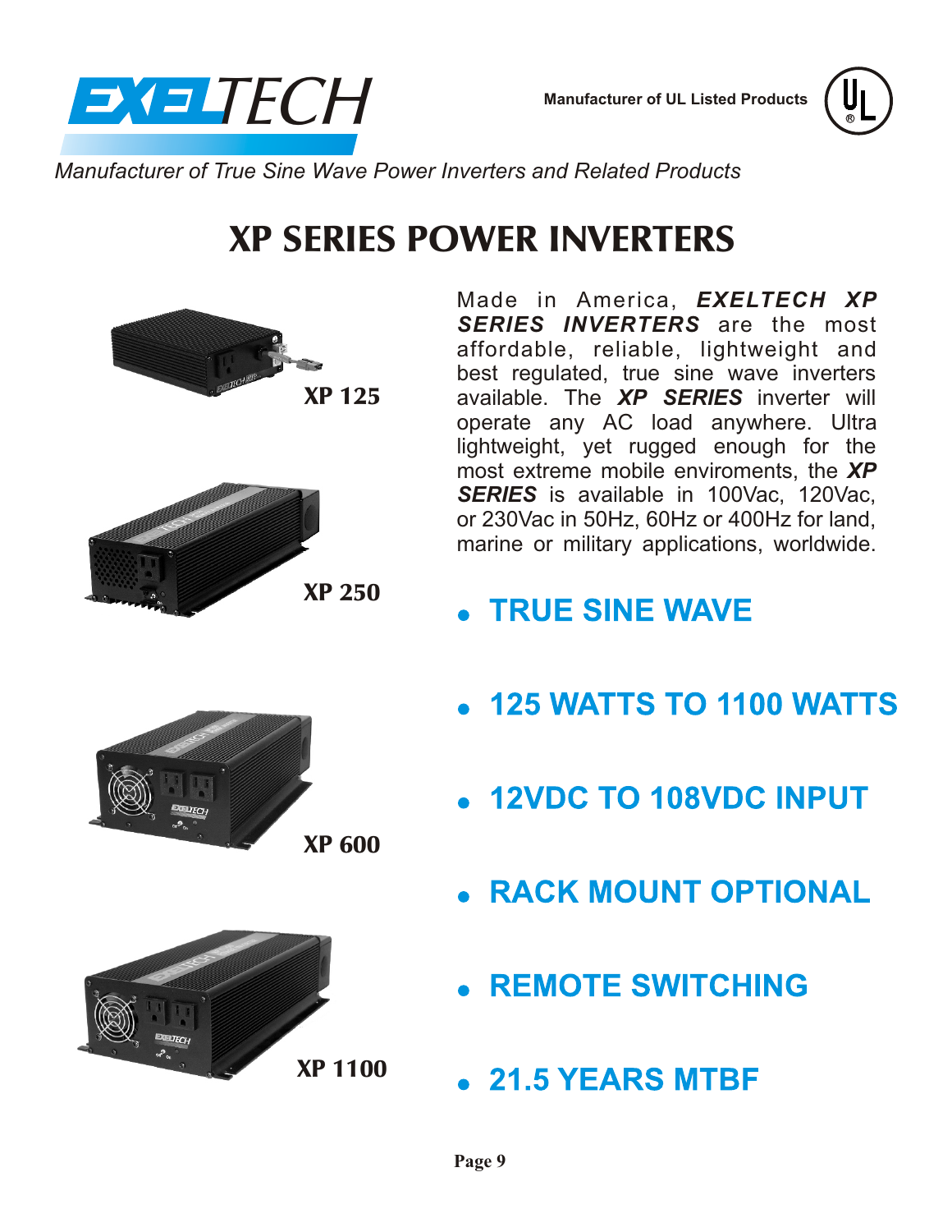EXELTECH

Manufacturer of UL Listed Products

*Manufacturer of True Sine Wave Power Inverters and Related Products*

# XP SERIES POWER INVERTERS

Made in America, ***EXELTECH XP SERIES INVERTERS*** are the most affordable, reliable, lightweight and best regulated, true sine wave inverters available. The ***XP SERIES*** inverter will operate any AC load anywhere. Ultra lightweight, yet rugged enough for the most extreme mobile enviroments, the ***XP SERIES*** is available in 100Vac, 120Vac, or 230Vac in 50Hz, 60Hz or 400Hz for land, marine or military applications, worldwide.

**XP 125**

**XP 250**

**XP 600**

**XP 1100**

- **TRUE SINE WAVE**
- **125 WATTS TO 1100 WATTS**
- **12VDC TO 108VDC INPUT**
- **RACK MOUNT OPTIONAL**
- **REMOTE SWITCHING**
- **21.5 YEARS MTBF**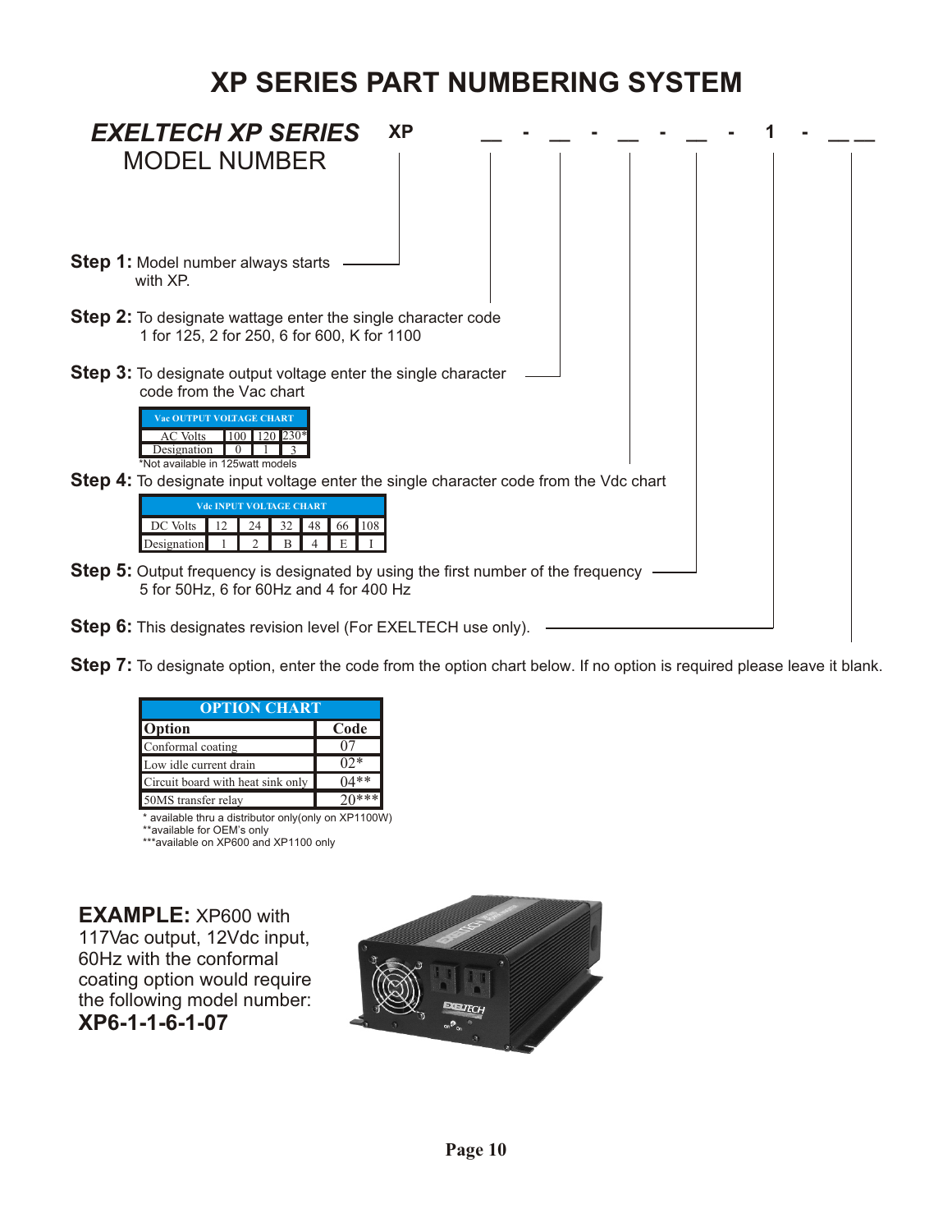# XP SERIES PART NUMBERING SYSTEM

***EXELTECH XP SERIES*** **XP** __ - __ - __ - __ - **1** - __ __

MODEL NUMBER

**Step 1:** Model number always starts with XP.

**Step 2:** To designate wattage enter the single character code 1 for 125, 2 for 250, 6 for 600, K for 1100

**Step 3:** To designate output voltage enter the single character code from the Vac chart

| Vac OUTPUT VOLTAGE CHART | | | |
|---|---|---|---|
| AC Volts | 100 | 120 | 230* |
| Designation | 0 | 1 | 3 |

*Not available in 125watt models

**Step 4:** To designate input voltage enter the single character code from the Vdc chart

| Vdc INPUT VOLTAGE CHART | | | | | | |
|---|---|---|---|---|---|---|
| DC Volts | 12 | 24 | 32 | 48 | 66 | 108 |
| Designation | 1 | 2 | B | 4 | E | I |

**Step 5:** Output frequency is designated by using the first number of the frequency 5 for 50Hz, 6 for 60Hz and 4 for 400 Hz

**Step 6:** This designates revision level (For EXELTECH use only).

**Step 7:** To designate option, enter the code from the option chart below. If no option is required please leave it blank.

| OPTION CHART | |
|---|---|
| **Option** | **Code** |
| Conformal coating | 07 |
| Low idle current drain | 02* |
| Circuit board with heat sink only | 04** |
| 50MS transfer relay | 20*** |

\* available thru a distributor only(only on XP1100W)
\*\*available for OEM's only
\*\*\*available on XP600 and XP1100 only

**EXAMPLE:** XP600 with 117Vac output, 12Vdc input, 60Hz with the conformal coating option would require the following model number:
**XP6-1-1-6-1-07**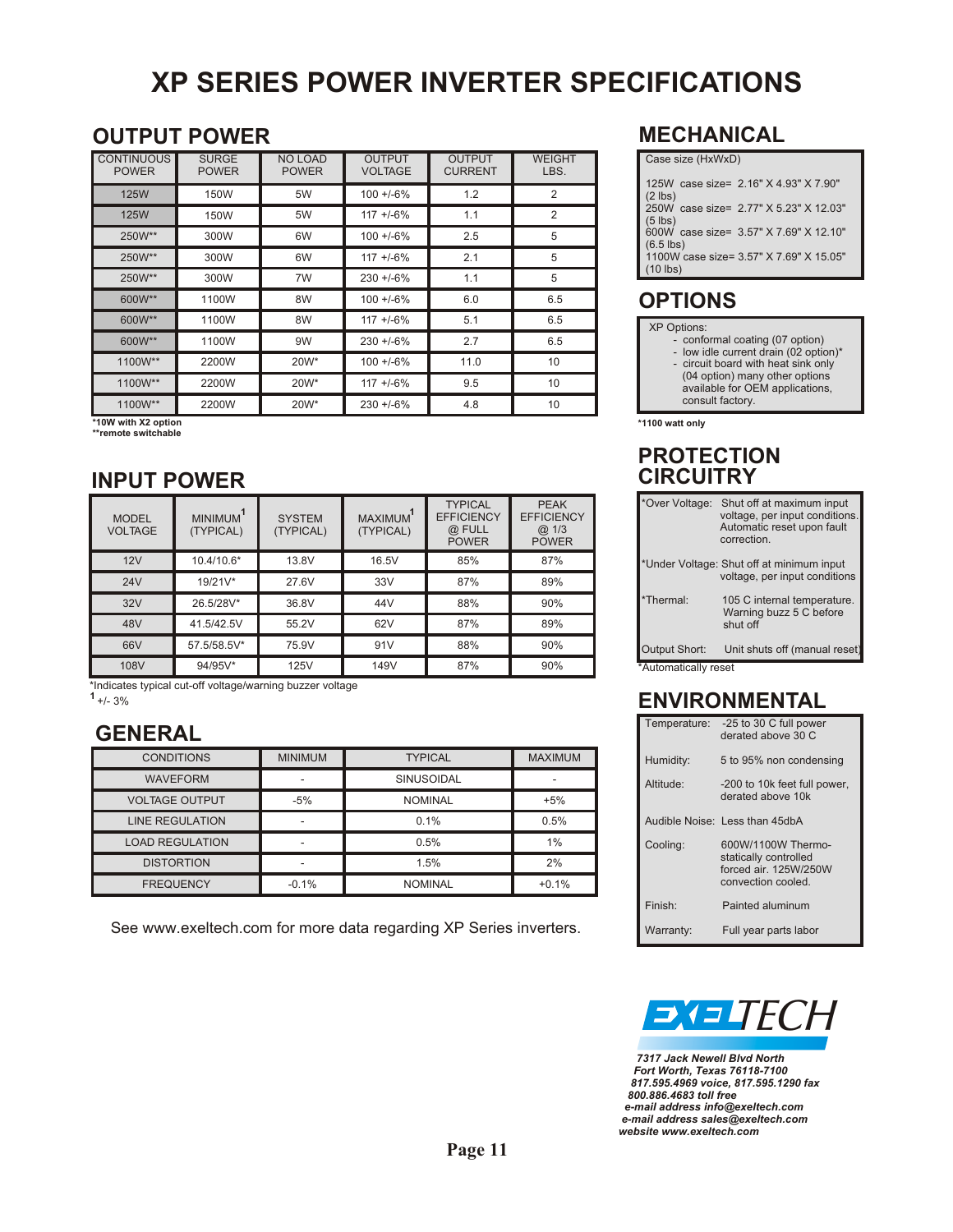# XP SERIES POWER INVERTER SPECIFICATIONS

## OUTPUT POWER

| CONTINUOUS POWER | SURGE POWER | NO LOAD POWER | OUTPUT VOLTAGE | OUTPUT CURRENT | WEIGHT LBS. |
|---|---|---|---|---|---|
| 125W | 150W | 5W | 100 +/-6% | 1.2 | 2 |
| 125W | 150W | 5W | 117 +/-6% | 1.1 | 2 |
| 250W** | 300W | 6W | 100 +/-6% | 2.5 | 5 |
| 250W** | 300W | 6W | 117 +/-6% | 2.1 | 5 |
| 250W** | 300W | 7W | 230 +/-6% | 1.1 | 5 |
| 600W** | 1100W | 8W | 100 +/-6% | 6.0 | 6.5 |
| 600W** | 1100W | 8W | 117 +/-6% | 5.1 | 6.5 |
| 600W** | 1100W | 9W | 230 +/-6% | 2.7 | 6.5 |
| 1100W** | 2200W | 20W* | 100 +/-6% | 11.0 | 10 |
| 1100W** | 2200W | 20W* | 117 +/-6% | 9.5 | 10 |
| 1100W** | 2200W | 20W* | 230 +/-6% | 4.8 | 10 |

**\*10W with X2 option**
**\*\*remote switchable**

## INPUT POWER

| MODEL VOLTAGE | MINIMUM[1] (TYPICAL) | SYSTEM (TYPICAL) | MAXIMUM[1] (TYPICAL) | TYPICAL EFFICIENCY @ FULL POWER | PEAK EFFICIENCY @ 1/3 POWER |
|---|---|---|---|---|---|
| 12V | 10.4/10.6* | 13.8V | 16.5V | 85% | 87% |
| 24V | 19/21V* | 27.6V | 33V | 87% | 89% |
| 32V | 26.5/28V* | 36.8V | 44V | 88% | 90% |
| 48V | 41.5/42.5V | 55.2V | 62V | 87% | 89% |
| 66V | 57.5/58.5V* | 75.9V | 91V | 88% | 90% |
| 108V | 94/95V* | 125V | 149V | 87% | 90% |

*Indicates typical cut-off voltage/warning buzzer voltage
[1] +/- 3%

## GENERAL

| CONDITIONS | MINIMUM | TYPICAL | MAXIMUM |
|---|---|---|---|
| WAVEFORM | - | SINUSOIDAL | - |
| VOLTAGE OUTPUT | -5% | NOMINAL | +5% |
| LINE REGULATION | - | 0.1% | 0.5% |
| LOAD REGULATION | - | 0.5% | 1% |
| DISTORTION | - | 1.5% | 2% |
| FREQUENCY | -0.1% | NOMINAL | +0.1% |

See www.exeltech.com for more data regarding XP Series inverters.

## MECHANICAL

Case size (HxWxD)

125W case size= 2.16" X 4.93" X 7.90" (2 lbs)
250W case size= 2.77" X 5.23" X 12.03" (5 lbs)
600W case size= 3.57" X 7.69" X 12.10" (6.5 lbs)
1100W case size= 3.57" X 7.69" X 15.05" (10 lbs)

## OPTIONS

XP Options:
- conformal coating (07 option)
- low idle current drain (02 option)*
- circuit board with heat sink only (04 option) many other options available for OEM applications, consult factory.

**\*1100 watt only**

## PROTECTION CIRCUITRY

| | |
|---|---|
| *Over Voltage: | Shut off at maximum input voltage, per input conditions. Automatic reset upon fault correction. |
| *Under Voltage: | Shut off at minimum input voltage, per input conditions |
| *Thermal: | 105 C internal temperature. Warning buzz 5 C before shut off |
| Output Short: | Unit shuts off (manual reset) |

*Automatically reset

## ENVIRONMENTAL

| | |
|---|---|
| Temperature: | -25 to 30 C full power derated above 30 C |
| Humidity: | 5 to 95% non condensing |
| Altitude: | -200 to 10k feet full power, derated above 10k |
| Audible Noise: | Less than 45dbA |
| Cooling: | 600W/1100W Thermostatically controlled forced air. 125W/250W convection cooled. |
| Finish: | Painted aluminum |
| Warranty: | Full year parts labor |

EXELTECH

*7317 Jack Newell Blvd North*
*Fort Worth, Texas 76118-7100*
*817.595.4969 voice, 817.595.1290 fax*
*800.886.4683 toll free*
*e-mail address info@exeltech.com*
*e-mail address sales@exeltech.com*
*website www.exeltech.com*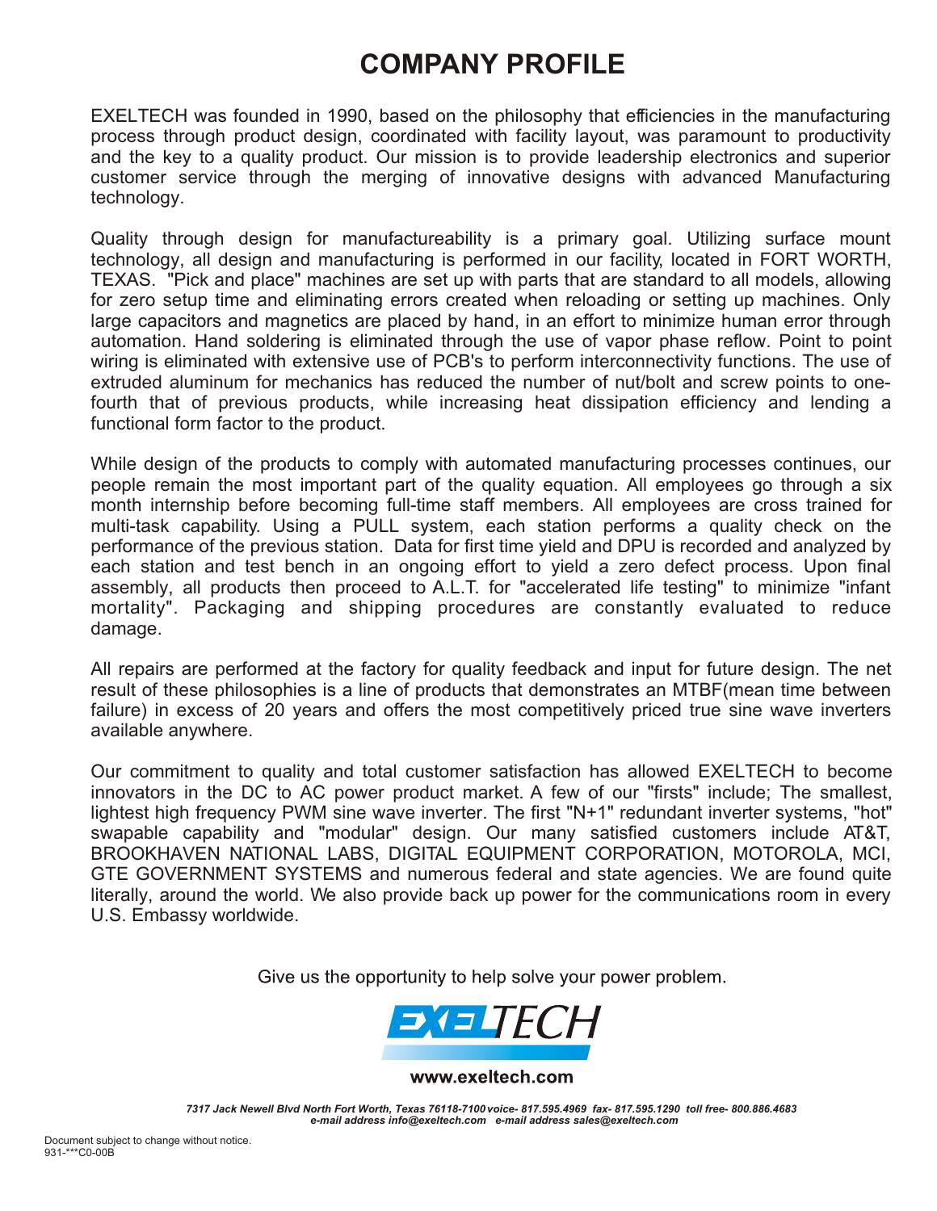# COMPANY PROFILE

EXELTECH was founded in 1990, based on the philosophy that efficiencies in the manufacturing process through product design, coordinated with facility layout, was paramount to productivity and the key to a quality product. Our mission is to provide leadership electronics and superior customer service through the merging of innovative designs with advanced Manufacturing technology.

Quality through design for manufactureability is a primary goal. Utilizing surface mount technology, all design and manufacturing is performed in our facility, located in FORT WORTH, TEXAS. "Pick and place" machines are set up with parts that are standard to all models, allowing for zero setup time and eliminating errors created when reloading or setting up machines. Only large capacitors and magnetics are placed by hand, in an effort to minimize human error through automation. Hand soldering is eliminated through the use of vapor phase reflow. Point to point wiring is eliminated with extensive use of PCB's to perform interconnectivity functions. The use of extruded aluminum for mechanics has reduced the number of nut/bolt and screw points to one-fourth that of previous products, while increasing heat dissipation efficiency and lending a functional form factor to the product.

While design of the products to comply with automated manufacturing processes continues, our people remain the most important part of the quality equation. All employees go through a six month internship before becoming full-time staff members. All employees are cross trained for multi-task capability. Using a PULL system, each station performs a quality check on the performance of the previous station. Data for first time yield and DPU is recorded and analyzed by each station and test bench in an ongoing effort to yield a zero defect process. Upon final assembly, all products then proceed to A.L.T. for "accelerated life testing" to minimize "infant mortality". Packaging and shipping procedures are constantly evaluated to reduce damage.

All repairs are performed at the factory for quality feedback and input for future design. The net result of these philosophies is a line of products that demonstrates an MTBF(mean time between failure) in excess of 20 years and offers the most competitively priced true sine wave inverters available anywhere.

Our commitment to quality and total customer satisfaction has allowed EXELTECH to become innovators in the DC to AC power product market. A few of our "firsts" include; The smallest, lightest high frequency PWM sine wave inverter. The first "N+1" redundant inverter systems, "hot" swapable capability and "modular" design. Our many satisfied customers include AT&T, BROOKHAVEN NATIONAL LABS, DIGITAL EQUIPMENT CORPORATION, MOTOROLA, MCI, GTE GOVERNMENT SYSTEMS and numerous federal and state agencies. We are found quite literally, around the world. We also provide back up power for the communications room in every U.S. Embassy worldwide.

Give us the opportunity to help solve your power problem.

EXELTECH

www.exeltech.com

*7317 Jack Newell Blvd North Fort Worth, Texas 76118-7100 voice- 817.595.4969 fax- 817.595.1290 toll free- 800.886.4683*
*e-mail address info@exeltech.com e-mail address sales@exeltech.com*

Document subject to change without notice.
931-***C0-00B